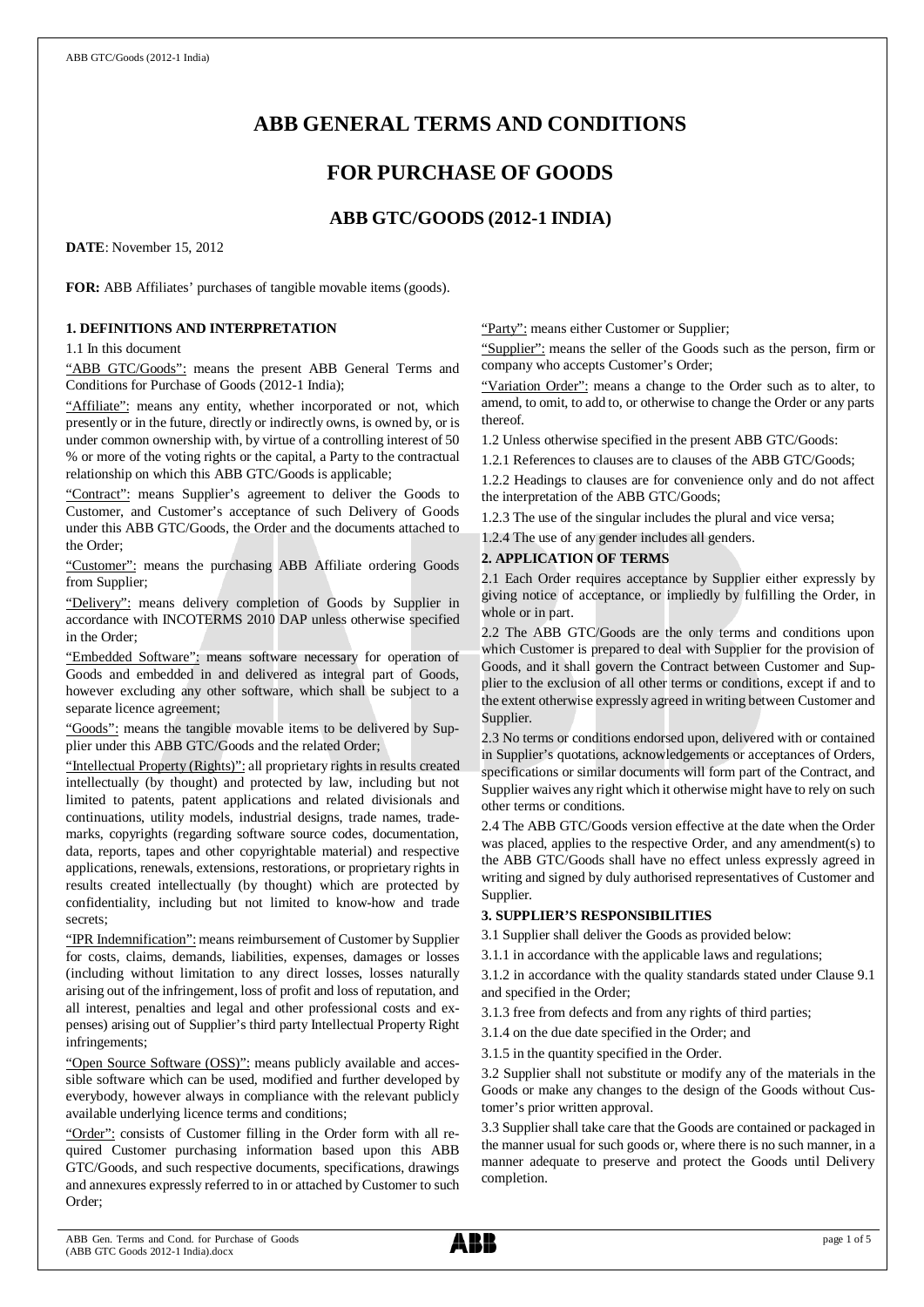# ABB GENERAL TERMS AND CONDITIONS

## FOR PURCHASE OF GOODS

### ABB GTC/GOODS (2012-1 INDIA)

**DATE**: November 15, 2012

**FOR:** ABB Affiliates' purchases of tangible movable items (goods).

**1. DEFINITIONS AND INTERPRETATION**

1.1 In this document

"ABB GTC/Goods": means the present ABB General Terms and Conditions for Purchase of Goods (2012-1 India);

"Affiliate": means any entity, whether incorporated or not, which presently or in the future, directly or indirectly owns, is owned by, or is under common ownership with, by virtue of a controlling interest of 50 % or more of the voting rights or the capital, a Party to the contractual relationship on which this ABB GTC/Goods is applicable;

"Contract": means Supplier's agreement to deliver the Goods to Customer, and Customer's acceptance of such Delivery of Goods under this ABB GTC/Goods, the Order and the documents attached to the Order;

"Customer": means the purchasing ABB Affiliate ordering Goods from Supplier;

"Delivery": means delivery completion of Goods by Supplier in accordance with INCOTERMS 2010 DAP unless otherwise specified in the Order;

"Embedded Software": means software necessary for operation of Goods and embedded in and delivered as integral part of Goods, however excluding any other software, which shall be subject to a separate licence agreement;

"Goods": means the tangible movable items to be delivered by Supplier under this ABB GTC/Goods and the related Order;

"Intellectual Property (Rights)": all proprietary rights in results created intellectually (by thought) and protected by law, including but not limited to patents, patent applications and related divisionals and continuations, utility models, industrial designs, trade names, trademarks, copyrights (regarding software source codes, documentation, data, reports, tapes and other copyrightable material) and respective applications, renewals, extensions, restorations, or proprietary rights in results created intellectually (by thought) which are protected by confidentiality, including but not limited to know-how and trade secrets;

"IPR Indemnification": means reimbursement of Customer by Supplier for costs, claims, demands, liabilities, expenses, damages or losses (including without limitation to any direct losses, losses naturally arising out of the infringement, loss of profit and loss of reputation, and all interest, penalties and legal and other professional costs and expenses) arising out of Supplier's third party Intellectual Property Right infringements;

"Open Source Software (OSS)": means publicly available and accessible software which can be used, modified and further developed by everybody, however always in compliance with the relevant publicly available underlying licence terms and conditions;

"Order": consists of Customer filling in the Order form with all required Customer purchasing information based upon this ABB GTC/Goods, and such respective documents, specifications, drawings and annexures expressly referred to in or attached by Customer to such Order;

"Party": means either Customer or Supplier;

"Supplier": means the seller of the Goods such as the person, firm or company who accepts Customer's Order;

"Variation Order": means a change to the Order such as to alter, to amend, to omit, to add to, or otherwise to change the Order or any parts thereof.

1.2 Unless otherwise specified in the present ABB GTC/Goods:

1.2.1 References to clauses are to clauses of the ABB GTC/Goods;

1.2.2 Headings to clauses are for convenience only and do not affect the interpretation of the ABB GTC/Goods;

1.2.3 The use of the singular includes the plural and vice versa;

1.2.4 The use of any gender includes all genders.

**2. APPLICATION OF TERMS**

2.1 Each Order requires acceptance by Supplier either expressly by giving notice of acceptance, or impliedly by fulfilling the Order, in whole or in part.

2.2 The ABB GTC/Goods are the only terms and conditions upon which Customer is prepared to deal with Supplier for the provision of Goods, and it shall govern the Contract between Customer and Supplier to the exclusion of all other terms or conditions, except if and to the extent otherwise expressly agreed in writing between Customer and Supplier.

2.3 No terms or conditions endorsed upon, delivered with or contained in Supplier's quotations, acknowledgements or acceptances of Orders, specifications or similar documents will form part of the Contract, and Supplier waives any right which it otherwise might have to rely on such other terms or conditions.

2.4 The ABB GTC/Goods version effective at the date when the Order was placed, applies to the respective Order, and any amendment(s) to the ABB GTC/Goods shall have no effect unless expressly agreed in writing and signed by duly authorised representatives of Customer and Supplier.

**3. SUPPLIER'S RESPONSIBILITIES**

3.1 Supplier shall deliver the Goods as provided below:

3.1.1 in accordance with the applicable laws and regulations;

3.1.2 in accordance with the quality standards stated under Clause 9.1 and specified in the Order;

3.1.3 free from defects and from any rights of third parties;

3.1.4 on the due date specified in the Order; and

3.1.5 in the quantity specified in the Order.

3.2 Supplier shall not substitute or modify any of the materials in the Goods or make any changes to the design of the Goods without Customer's prior written approval.

3.3 Supplier shall take care that the Goods are contained or packaged in the manner usual for such goods or, where there is no such manner, in a manner adequate to preserve and protect the Goods until Delivery completion.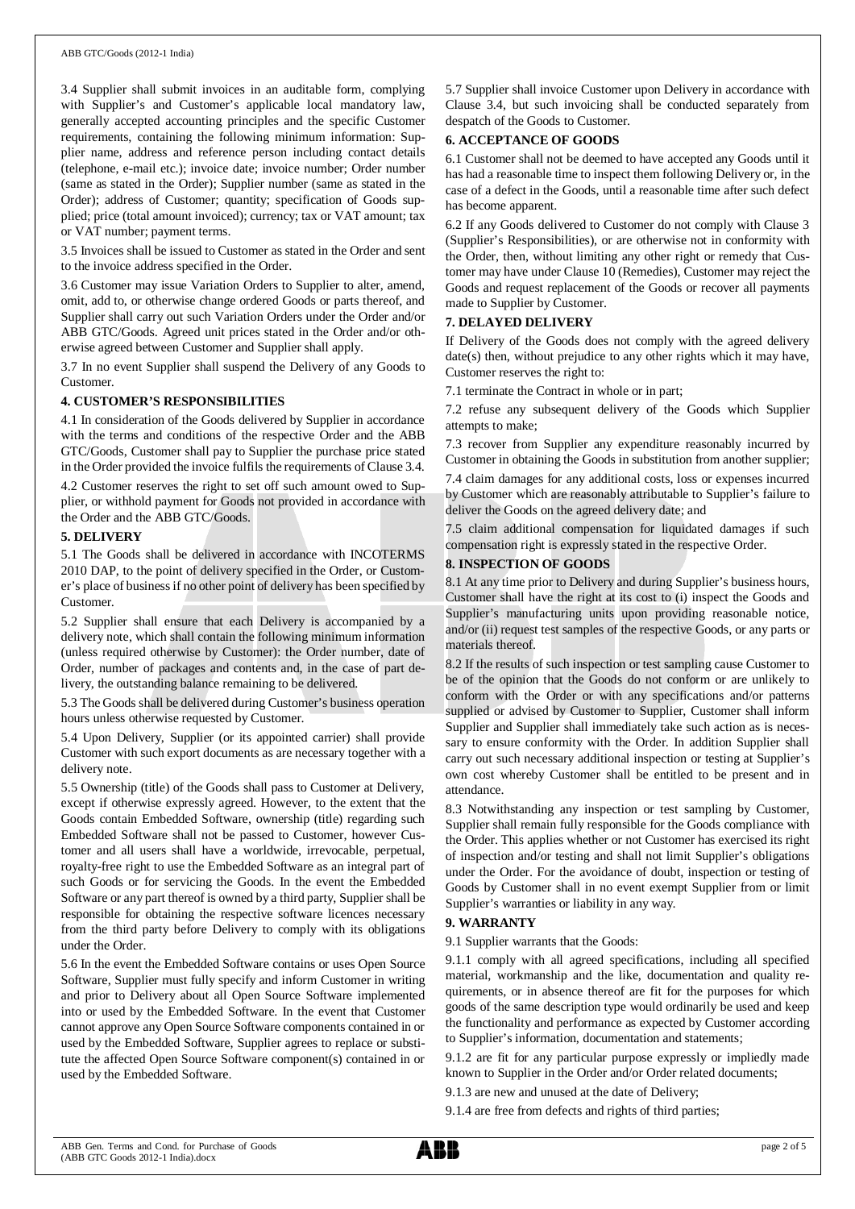3.4 Supplier shall submit invoices in an auditable form, complying with Supplier's and Customer's applicable local mandatory law, generally accepted accounting principles and the specific Customer requirements, containing the following minimum information: Supplier name, address and reference person including contact details (telephone, e-mail etc.); invoice date; invoice number; Order number (same as stated in the Order); Supplier number (same as stated in the Order); address of Customer; quantity; specification of Goods supplied; price (total amount invoiced); currency; tax or VAT amount; tax or VAT number; payment terms.

3.5 Invoices shall be issued to Customer as stated in the Order and sent to the invoice address specified in the Order.

3.6 Customer may issue Variation Orders to Supplier to alter, amend, omit, add to, or otherwise change ordered Goods or parts thereof, and Supplier shall carry out such Variation Orders under the Order and/or ABB GTC/Goods. Agreed unit prices stated in the Order and/or otherwise agreed between Customer and Supplier shall apply.

3.7 In no event Supplier shall suspend the Delivery of any Goods to Customer.

## 4. CUSTOMER'S RESPONSIBILITIES

4.1 In consideration of the Goods delivered by Supplier in accordance with the terms and conditions of the respective Order and the ABB GTC/Goods, Customer shall pay to Supplier the purchase price stated in the Order provided the invoice fulfils the requirements of Clause 3.4.

4.2 Customer reserves the right to set off such amount owed to Supplier, or withhold payment for Goods not provided in accordance with the Order and the ABB GTC/Goods.

## 5. DELIVERY

5.1 The Goods shall be delivered in accordance with INCOTERMS 2010 DAP, to the point of delivery specified in the Order, or Customer's place of business if no other point of delivery has been specified by Customer.

5.2 Supplier shall ensure that each Delivery is accompanied by a delivery note, which shall contain the following minimum information (unless required otherwise by Customer): the Order number, date of Order, number of packages and contents and, in the case of part delivery, the outstanding balance remaining to be delivered.

5.3 The Goods shall be delivered during Customer's business operation hours unless otherwise requested by Customer.

5.4 Upon Delivery, Supplier (or its appointed carrier) shall provide Customer with such export documents as are necessary together with a delivery note.

5.5 Ownership (title) of the Goods shall pass to Customer at Delivery, except if otherwise expressly agreed. However, to the extent that the Goods contain Embedded Software, ownership (title) regarding such Embedded Software shall not be passed to Customer, however Customer and all users shall have a worldwide, irrevocable, perpetual, royalty-free right to use the Embedded Software as an integral part of such Goods or for servicing the Goods. In the event the Embedded Software or any part thereof is owned by a third party, Supplier shall be responsible for obtaining the respective software licences necessary from the third party before Delivery to comply with its obligations under the Order.

5.6 In the event the Embedded Software contains or uses Open Source Software, Supplier must fully specify and inform Customer in writing and prior to Delivery about all Open Source Software implemented into or used by the Embedded Software. In the event that Customer cannot approve any Open Source Software components contained in or used by the Embedded Software, Supplier agrees to replace or substitute the affected Open Source Software component(s) contained in or used by the Embedded Software.

5.7 Supplier shall invoice Customer upon Delivery in accordance with Clause 3.4, but such invoicing shall be conducted separately from despatch of the Goods to Customer.

## 6. ACCEPTANCE OF GOODS

6.1 Customer shall not be deemed to have accepted any Goods until it has had a reasonable time to inspect them following Delivery or, in the case of a defect in the Goods, until a reasonable time after such defect has become apparent.

6.2 If any Goods delivered to Customer do not comply with Clause 3 (Supplier's Responsibilities), or are otherwise not in conformity with the Order, then, without limiting any other right or remedy that Customer may have under Clause 10 (Remedies), Customer may reject the Goods and request replacement of the Goods or recover all payments made to Supplier by Customer.

## 7. DELAYED DELIVERY

If Delivery of the Goods does not comply with the agreed delivery date(s) then, without prejudice to any other rights which it may have, Customer reserves the right to:

7.1 terminate the Contract in whole or in part;

7.2 refuse any subsequent delivery of the Goods which Supplier attempts to make;

7.3 recover from Supplier any expenditure reasonably incurred by Customer in obtaining the Goods in substitution from another supplier;

7.4 claim damages for any additional costs, loss or expenses incurred by Customer which are reasonably attributable to Supplier's failure to deliver the Goods on the agreed delivery date; and

7.5 claim additional compensation for liquidated damages if such compensation right is expressly stated in the respective Order.

## 8. INSPECTION OF GOODS

8.1 At any time prior to Delivery and during Supplier's business hours, Customer shall have the right at its cost to (i) inspect the Goods and Supplier's manufacturing units upon providing reasonable notice, and/or (ii) request test samples of the respective Goods, or any parts or materials thereof.

8.2 If the results of such inspection or test sampling cause Customer to be of the opinion that the Goods do not conform or are unlikely to conform with the Order or with any specifications and/or patterns supplied or advised by Customer to Supplier, Customer shall inform Supplier and Supplier shall immediately take such action as is necessary to ensure conformity with the Order. In addition Supplier shall carry out such necessary additional inspection or testing at Supplier's own cost whereby Customer shall be entitled to be present and in attendance.

8.3 Notwithstanding any inspection or test sampling by Customer, Supplier shall remain fully responsible for the Goods compliance with the Order. This applies whether or not Customer has exercised its right of inspection and/or testing and shall not limit Supplier's obligations under the Order. For the avoidance of doubt, inspection or testing of Goods by Customer shall in no event exempt Supplier from or limit Supplier's warranties or liability in any way.

## 9. WARRANTY

9.1 Supplier warrants that the Goods:

9.1.1 comply with all agreed specifications, including all specified material, workmanship and the like, documentation and quality requirements, or in absence thereof are fit for the purposes for which goods of the same description type would ordinarily be used and keep the functionality and performance as expected by Customer according to Supplier's information, documentation and statements;

9.1.2 are fit for any particular purpose expressly or impliedly made known to Supplier in the Order and/or Order related documents;

9.1.3 are new and unused at the date of Delivery;

9.1.4 are free from defects and rights of third parties;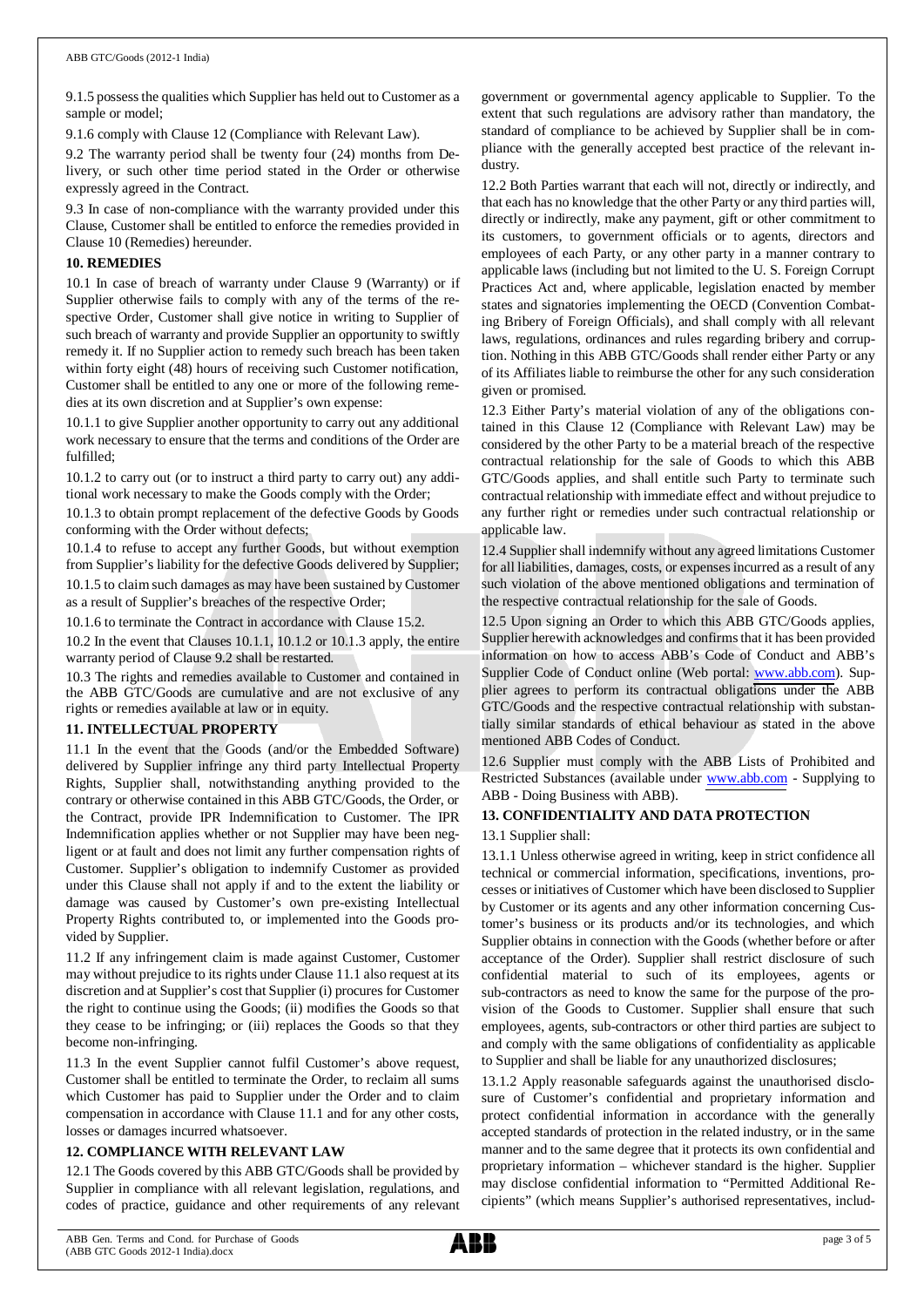9.1.5 possess the qualities which Supplier has held out to Customer as a sample or model;

9.1.6 comply with Clause 12 (Compliance with Relevant Law).

9.2 The warranty period shall be twenty four (24) months from Delivery, or such other time period stated in the Order or otherwise expressly agreed in the Contract.

9.3 In case of non-compliance with the warranty provided under this Clause, Customer shall be entitled to enforce the remedies provided in Clause 10 (Remedies) hereunder.

## 10. REMEDIES

10.1 In case of breach of warranty under Clause 9 (Warranty) or if Supplier otherwise fails to comply with any of the terms of the respective Order, Customer shall give notice in writing to Supplier of such breach of warranty and provide Supplier an opportunity to swiftly remedy it. If no Supplier action to remedy such breach has been taken within forty eight (48) hours of receiving such Customer notification, Customer shall be entitled to any one or more of the following remedies at its own discretion and at Supplier's own expense:

10.1.1 to give Supplier another opportunity to carry out any additional work necessary to ensure that the terms and conditions of the Order are fulfilled;

10.1.2 to carry out (or to instruct a third party to carry out) any additional work necessary to make the Goods comply with the Order;

10.1.3 to obtain prompt replacement of the defective Goods by Goods conforming with the Order without defects;

10.1.4 to refuse to accept any further Goods, but without exemption from Supplier's liability for the defective Goods delivered by Supplier;

10.1.5 to claim such damages as may have been sustained by Customer as a result of Supplier's breaches of the respective Order;

10.1.6 to terminate the Contract in accordance with Clause 15.2.

10.2 In the event that Clauses 10.1.1, 10.1.2 or 10.1.3 apply, the entire warranty period of Clause 9.2 shall be restarted.

10.3 The rights and remedies available to Customer and contained in the ABB GTC/Goods are cumulative and are not exclusive of any rights or remedies available at law or in equity.

## 11. INTELLECTUAL PROPERTY

11.1 In the event that the Goods (and/or the Embedded Software) delivered by Supplier infringe any third party Intellectual Property Rights, Supplier shall, notwithstanding anything provided to the contrary or otherwise contained in this ABB GTC/Goods, the Order, or the Contract, provide IPR Indemnification to Customer. The IPR Indemnification applies whether or not Supplier may have been negligent or at fault and does not limit any further compensation rights of Customer. Supplier's obligation to indemnify Customer as provided under this Clause shall not apply if and to the extent the liability or damage was caused by Customer's own pre-existing Intellectual Property Rights contributed to, or implemented into the Goods provided by Supplier.

11.2 If any infringement claim is made against Customer, Customer may without prejudice to its rights under Clause 11.1 also request at its discretion and at Supplier's cost that Supplier (i) procures for Customer the right to continue using the Goods; (ii) modifies the Goods so that they cease to be infringing; or (iii) replaces the Goods so that they become non-infringing.

11.3 In the event Supplier cannot fulfil Customer's above request, Customer shall be entitled to terminate the Order, to reclaim all sums which Customer has paid to Supplier under the Order and to claim compensation in accordance with Clause 11.1 and for any other costs, losses or damages incurred whatsoever.

## 12. COMPLIANCE WITH RELEVANT LAW

12.1 The Goods covered by this ABB GTC/Goods shall be provided by Supplier in compliance with all relevant legislation, regulations, and codes of practice, guidance and other requirements of any relevant government or governmental agency applicable to Supplier. To the extent that such regulations are advisory rather than mandatory, the standard of compliance to be achieved by Supplier shall be in compliance with the generally accepted best practice of the relevant industry.

12.2 Both Parties warrant that each will not, directly or indirectly, and that each has no knowledge that the other Party or any third parties will, directly or indirectly, make any payment, gift or other commitment to its customers, to government officials or to agents, directors and employees of each Party, or any other party in a manner contrary to applicable laws (including but not limited to the U. S. Foreign Corrupt Practices Act and, where applicable, legislation enacted by member states and signatories implementing the OECD (Convention Combating Bribery of Foreign Officials), and shall comply with all relevant laws, regulations, ordinances and rules regarding bribery and corruption. Nothing in this ABB GTC/Goods shall render either Party or any of its Affiliates liable to reimburse the other for any such consideration given or promised.

12.3 Either Party's material violation of any of the obligations contained in this Clause 12 (Compliance with Relevant Law) may be considered by the other Party to be a material breach of the respective contractual relationship for the sale of Goods to which this ABB GTC/Goods applies, and shall entitle such Party to terminate such contractual relationship with immediate effect and without prejudice to any further right or remedies under such contractual relationship or applicable law.

12.4 Supplier shall indemnify without any agreed limitations Customer for all liabilities, damages, costs, or expenses incurred as a result of any such violation of the above mentioned obligations and termination of the respective contractual relationship for the sale of Goods.

12.5 Upon signing an Order to which this ABB GTC/Goods applies, Supplier herewith acknowledges and confirms that it has been provided information on how to access ABB's Code of Conduct and ABB's Supplier Code of Conduct online (Web portal: www.abb.com). Supplier agrees to perform its contractual obligations under the ABB GTC/Goods and the respective contractual relationship with substantially similar standards of ethical behaviour as stated in the above mentioned ABB Codes of Conduct.

12.6 Supplier must comply with the ABB Lists of Prohibited and Restricted Substances (available under www.abb.com - Supplying to ABB - Doing Business with ABB).

## 13. CONFIDENTIALITY AND DATA PROTECTION

13.1 Supplier shall:

13.1.1 Unless otherwise agreed in writing, keep in strict confidence all technical or commercial information, specifications, inventions, processes or initiatives of Customer which have been disclosed to Supplier by Customer or its agents and any other information concerning Customer's business or its products and/or its technologies, and which Supplier obtains in connection with the Goods (whether before or after acceptance of the Order). Supplier shall restrict disclosure of such confidential material to such of its employees, agents or sub-contractors as need to know the same for the purpose of the provision of the Goods to Customer. Supplier shall ensure that such employees, agents, sub-contractors or other third parties are subject to and comply with the same obligations of confidentiality as applicable to Supplier and shall be liable for any unauthorized disclosures;

13.1.2 Apply reasonable safeguards against the unauthorised disclosure of Customer's confidential and proprietary information and protect confidential information in accordance with the generally accepted standards of protection in the related industry, or in the same manner and to the same degree that it protects its own confidential and proprietary information – whichever standard is the higher. Supplier may disclose confidential information to "Permitted Additional Recipients" (which means Supplier's authorised representatives, includ-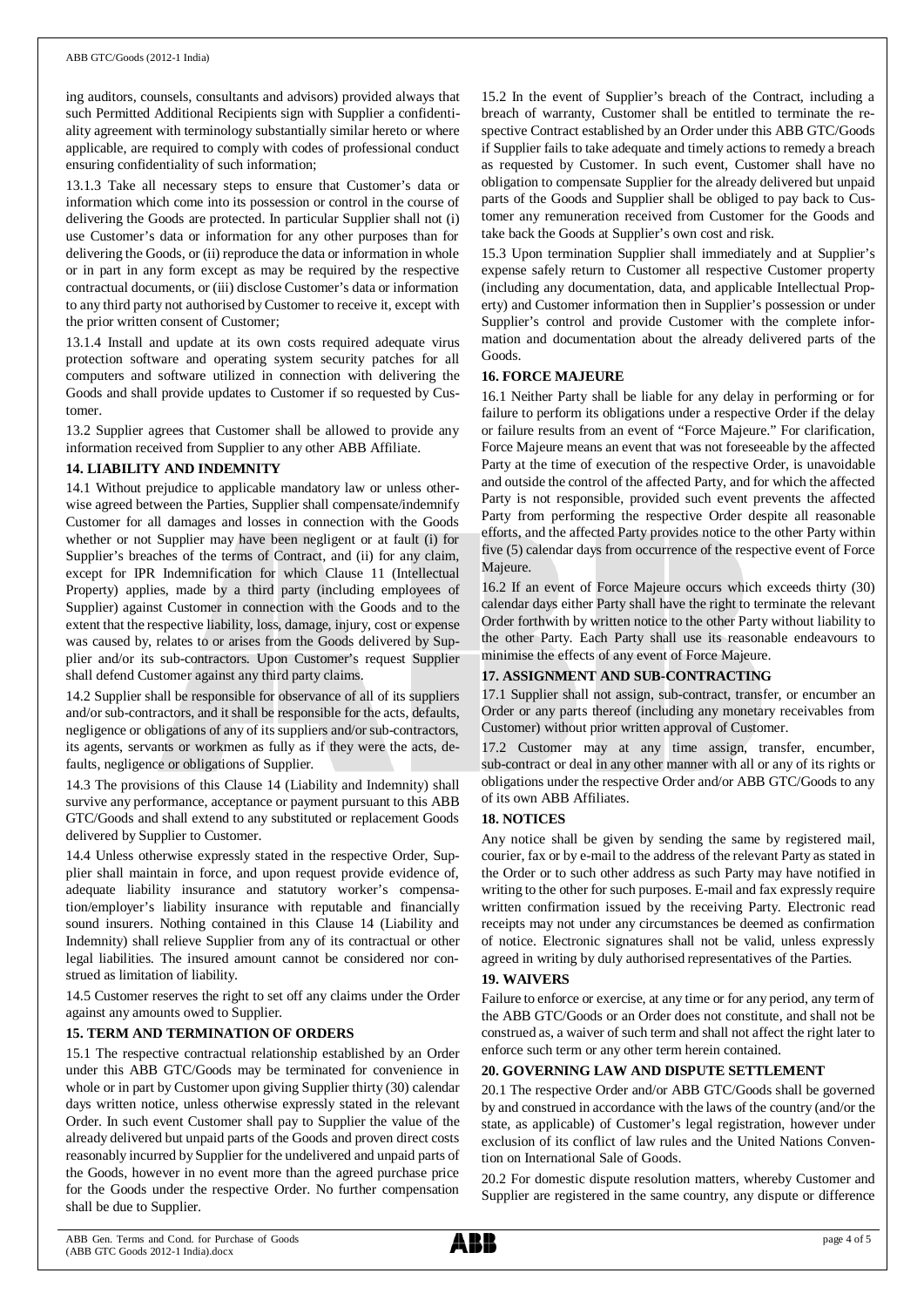ing auditors, counsels, consultants and advisors) provided always that such Permitted Additional Recipients sign with Supplier a confidentiality agreement with terminology substantially similar hereto or where applicable, are required to comply with codes of professional conduct ensuring confidentiality of such information;

13.1.3 Take all necessary steps to ensure that Customer's data or information which come into its possession or control in the course of delivering the Goods are protected. In particular Supplier shall not (i) use Customer's data or information for any other purposes than for delivering the Goods, or (ii) reproduce the data or information in whole or in part in any form except as may be required by the respective contractual documents, or (iii) disclose Customer's data or information to any third party not authorised by Customer to receive it, except with the prior written consent of Customer;

13.1.4 Install and update at its own costs required adequate virus protection software and operating system security patches for all computers and software utilized in connection with delivering the Goods and shall provide updates to Customer if so requested by Customer.

13.2 Supplier agrees that Customer shall be allowed to provide any information received from Supplier to any other ABB Affiliate.

**14. LIABILITY AND INDEMNITY**

14.1 Without prejudice to applicable mandatory law or unless otherwise agreed between the Parties, Supplier shall compensate/indemnify Customer for all damages and losses in connection with the Goods whether or not Supplier may have been negligent or at fault (i) for Supplier's breaches of the terms of Contract, and (ii) for any claim, except for IPR Indemnification for which Clause 11 (Intellectual Property) applies, made by a third party (including employees of Supplier) against Customer in connection with the Goods and to the extent that the respective liability, loss, damage, injury, cost or expense was caused by, relates to or arises from the Goods delivered by Supplier and/or its sub-contractors. Upon Customer's request Supplier shall defend Customer against any third party claims.

14.2 Supplier shall be responsible for observance of all of its suppliers and/or sub-contractors, and it shall be responsible for the acts, defaults, negligence or obligations of any of its suppliers and/or sub-contractors, its agents, servants or workmen as fully as if they were the acts, defaults, negligence or obligations of Supplier.

14.3 The provisions of this Clause 14 (Liability and Indemnity) shall survive any performance, acceptance or payment pursuant to this ABB GTC/Goods and shall extend to any substituted or replacement Goods delivered by Supplier to Customer.

14.4 Unless otherwise expressly stated in the respective Order, Supplier shall maintain in force, and upon request provide evidence of, adequate liability insurance and statutory worker's compensation/employer's liability insurance with reputable and financially sound insurers. Nothing contained in this Clause 14 (Liability and Indemnity) shall relieve Supplier from any of its contractual or other legal liabilities. The insured amount cannot be considered nor construed as limitation of liability.

14.5 Customer reserves the right to set off any claims under the Order against any amounts owed to Supplier.

**15. TERM AND TERMINATION OF ORDERS**

15.1 The respective contractual relationship established by an Order under this ABB GTC/Goods may be terminated for convenience in whole or in part by Customer upon giving Supplier thirty (30) calendar days written notice, unless otherwise expressly stated in the relevant Order. In such event Customer shall pay to Supplier the value of the already delivered but unpaid parts of the Goods and proven direct costs reasonably incurred by Supplier for the undelivered and unpaid parts of the Goods, however in no event more than the agreed purchase price for the Goods under the respective Order. No further compensation shall be due to Supplier.

15.2 In the event of Supplier's breach of the Contract, including a breach of warranty, Customer shall be entitled to terminate the respective Contract established by an Order under this ABB GTC/Goods if Supplier fails to take adequate and timely actions to remedy a breach as requested by Customer. In such event, Customer shall have no obligation to compensate Supplier for the already delivered but unpaid parts of the Goods and Supplier shall be obliged to pay back to Customer any remuneration received from Customer for the Goods and take back the Goods at Supplier's own cost and risk.

15.3 Upon termination Supplier shall immediately and at Supplier's expense safely return to Customer all respective Customer property (including any documentation, data, and applicable Intellectual Property) and Customer information then in Supplier's possession or under Supplier's control and provide Customer with the complete information and documentation about the already delivered parts of the Goods.

**16. FORCE MAJEURE**

16.1 Neither Party shall be liable for any delay in performing or for failure to perform its obligations under a respective Order if the delay or failure results from an event of "Force Majeure." For clarification, Force Majeure means an event that was not foreseeable by the affected Party at the time of execution of the respective Order, is unavoidable and outside the control of the affected Party, and for which the affected Party is not responsible, provided such event prevents the affected Party from performing the respective Order despite all reasonable efforts, and the affected Party provides notice to the other Party within five (5) calendar days from occurrence of the respective event of Force Majeure.

16.2 If an event of Force Majeure occurs which exceeds thirty (30) calendar days either Party shall have the right to terminate the relevant Order forthwith by written notice to the other Party without liability to the other Party. Each Party shall use its reasonable endeavours to minimise the effects of any event of Force Majeure.

**17. ASSIGNMENT AND SUB-CONTRACTING**

17.1 Supplier shall not assign, sub-contract, transfer, or encumber an Order or any parts thereof (including any monetary receivables from Customer) without prior written approval of Customer.

17.2 Customer may at any time assign, transfer, encumber, sub-contract or deal in any other manner with all or any of its rights or obligations under the respective Order and/or ABB GTC/Goods to any of its own ABB Affiliates.

**18. NOTICES**

Any notice shall be given by sending the same by registered mail, courier, fax or by e-mail to the address of the relevant Party as stated in the Order or to such other address as such Party may have notified in writing to the other for such purposes. E-mail and fax expressly require written confirmation issued by the receiving Party. Electronic read receipts may not under any circumstances be deemed as confirmation of notice. Electronic signatures shall not be valid, unless expressly agreed in writing by duly authorised representatives of the Parties.

**19. WAIVERS**

Failure to enforce or exercise, at any time or for any period, any term of the ABB GTC/Goods or an Order does not constitute, and shall not be construed as, a waiver of such term and shall not affect the right later to enforce such term or any other term herein contained.

**20. GOVERNING LAW AND DISPUTE SETTLEMENT**

20.1 The respective Order and/or ABB GTC/Goods shall be governed by and construed in accordance with the laws of the country (and/or the state, as applicable) of Customer's legal registration, however under exclusion of its conflict of law rules and the United Nations Convention on International Sale of Goods.

20.2 For domestic dispute resolution matters, whereby Customer and Supplier are registered in the same country, any dispute or difference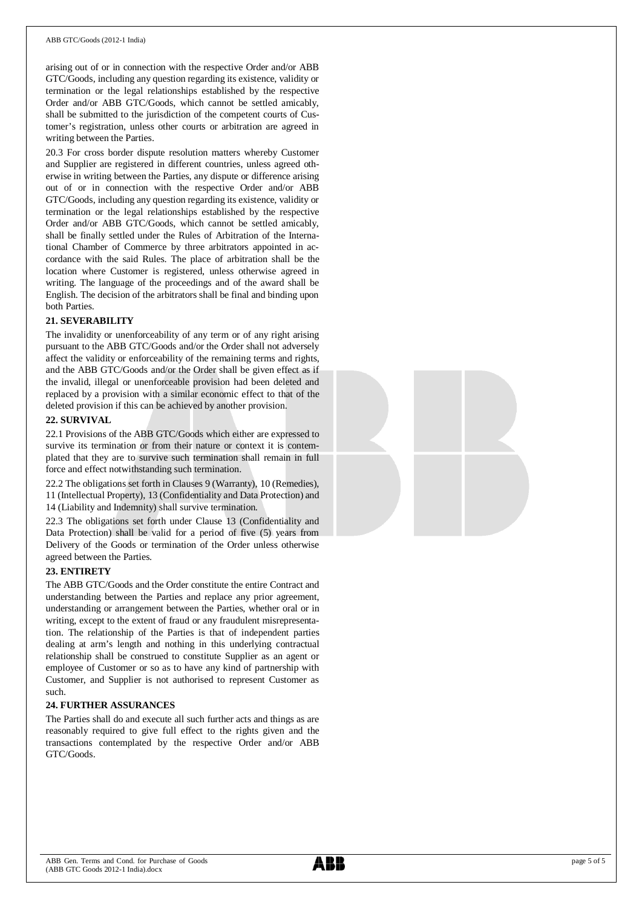arising out of or in connection with the respective Order and/or ABB GTC/Goods, including any question regarding its existence, validity or termination or the legal relationships established by the respective Order and/or ABB GTC/Goods, which cannot be settled amicably, shall be submitted to the jurisdiction of the competent courts of Customer's registration, unless other courts or arbitration are agreed in writing between the Parties.

20.3 For cross border dispute resolution matters whereby Customer and Supplier are registered in different countries, unless agreed otherwise in writing between the Parties, any dispute or difference arising out of or in connection with the respective Order and/or ABB GTC/Goods, including any question regarding its existence, validity or termination or the legal relationships established by the respective Order and/or ABB GTC/Goods, which cannot be settled amicably, shall be finally settled under the Rules of Arbitration of the International Chamber of Commerce by three arbitrators appointed in accordance with the said Rules. The place of arbitration shall be the location where Customer is registered, unless otherwise agreed in writing. The language of the proceedings and of the award shall be English. The decision of the arbitrators shall be final and binding upon both Parties.

**21. SEVERABILITY**

The invalidity or unenforceability of any term or of any right arising pursuant to the ABB GTC/Goods and/or the Order shall not adversely affect the validity or enforceability of the remaining terms and rights, and the ABB GTC/Goods and/or the Order shall be given effect as if the invalid, illegal or unenforceable provision had been deleted and replaced by a provision with a similar economic effect to that of the deleted provision if this can be achieved by another provision.

**22. SURVIVAL**

22.1 Provisions of the ABB GTC/Goods which either are expressed to survive its termination or from their nature or context it is contemplated that they are to survive such termination shall remain in full force and effect notwithstanding such termination.

22.2 The obligations set forth in Clauses 9 (Warranty), 10 (Remedies), 11 (Intellectual Property), 13 (Confidentiality and Data Protection) and 14 (Liability and Indemnity) shall survive termination.

22.3 The obligations set forth under Clause 13 (Confidentiality and Data Protection) shall be valid for a period of five (5) years from Delivery of the Goods or termination of the Order unless otherwise agreed between the Parties.

**23. ENTIRETY**

The ABB GTC/Goods and the Order constitute the entire Contract and understanding between the Parties and replace any prior agreement, understanding or arrangement between the Parties, whether oral or in writing, except to the extent of fraud or any fraudulent misrepresentation. The relationship of the Parties is that of independent parties dealing at arm's length and nothing in this underlying contractual relationship shall be construed to constitute Supplier as an agent or employee of Customer or so as to have any kind of partnership with Customer, and Supplier is not authorised to represent Customer as such.

**24. FURTHER ASSURANCES**

The Parties shall do and execute all such further acts and things as are reasonably required to give full effect to the rights given and the transactions contemplated by the respective Order and/or ABB GTC/Goods.